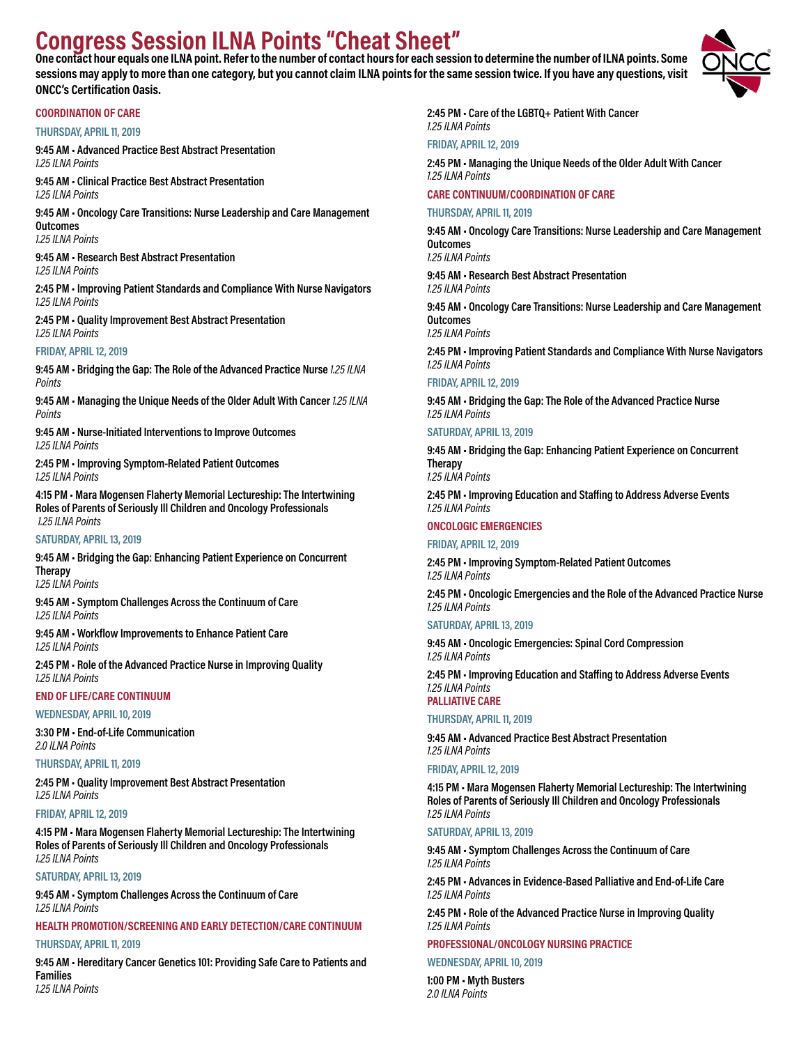# Congress Session ILNA Points "Cheat Sheet"

**One contact hour equals one ILNA point. Refer to the number of contact hours for each session to determine the number of ILNA points. Some sessions may apply to more than one category, but you cannot claim ILNA points for the same session twice. If you have any questions, visit ONCC's Certification Oasis.**

## COORDINATION OF CARE

### THURSDAY, APRIL 11, 2019

**9:45 AM • Advanced Practice Best Abstract Presentation**
*1.25 ILNA Points*

**9:45 AM • Clinical Practice Best Abstract Presentation**
*1.25 ILNA Points*

**9:45 AM • Oncology Care Transitions: Nurse Leadership and Care Management Outcomes**
*1.25 ILNA Points*

**9:45 AM • Research Best Abstract Presentation**
*1.25 ILNA Points*

**2:45 PM • Improving Patient Standards and Compliance With Nurse Navigators**
*1.25 ILNA Points*

**2:45 PM • Quality Improvement Best Abstract Presentation**
*1.25 ILNA Points*

### FRIDAY, APRIL 12, 2019

**9:45 AM • Bridging the Gap: The Role of the Advanced Practice Nurse** *1.25 ILNA Points*

**9:45 AM • Managing the Unique Needs of the Older Adult With Cancer** *1.25 ILNA Points*

**9:45 AM • Nurse-Initiated Interventions to Improve Outcomes**
*1.25 ILNA Points*

**2:45 PM • Improving Symptom-Related Patient Outcomes**
*1.25 ILNA Points*

**4:15 PM • Mara Mogensen Flaherty Memorial Lectureship: The Intertwining Roles of Parents of Seriously Ill Children and Oncology Professionals**
*1.25 ILNA Points*

### SATURDAY, APRIL 13, 2019

**9:45 AM • Bridging the Gap: Enhancing Patient Experience on Concurrent Therapy**
*1.25 ILNA Points*

**9:45 AM • Symptom Challenges Across the Continuum of Care**
*1.25 ILNA Points*

**9:45 AM • Workflow Improvements to Enhance Patient Care**
*1.25 ILNA Points*

**2:45 PM • Role of the Advanced Practice Nurse in Improving Quality**
*1.25 ILNA Points*

## END OF LIFE/CARE CONTINUUM

### WEDNESDAY, APRIL 10, 2019

**3:30 PM • End-of-Life Communication**
*2.0 ILNA Points*

### THURSDAY, APRIL 11, 2019

**2:45 PM • Quality Improvement Best Abstract Presentation**
*1.25 ILNA Points*

### FRIDAY, APRIL 12, 2019

**4:15 PM • Mara Mogensen Flaherty Memorial Lectureship: The Intertwining Roles of Parents of Seriously Ill Children and Oncology Professionals**
*1.25 ILNA Points*

### SATURDAY, APRIL 13, 2019

**9:45 AM • Symptom Challenges Across the Continuum of Care**
*1.25 ILNA Points*

## HEALTH PROMOTION/SCREENING AND EARLY DETECTION/CARE CONTINUUM

### THURSDAY, APRIL 11, 2019

**9:45 AM • Hereditary Cancer Genetics 101: Providing Safe Care to Patients and Families**
*1.25 ILNA Points*

**2:45 PM • Care of the LGBTQ+ Patient With Cancer**
*1.25 ILNA Points*

### FRIDAY, APRIL 12, 2019

**2:45 PM • Managing the Unique Needs of the Older Adult With Cancer**
*1.25 ILNA Points*

## CARE CONTINUUM/COORDINATION OF CARE

### THURSDAY, APRIL 11, 2019

**9:45 AM • Oncology Care Transitions: Nurse Leadership and Care Management Outcomes**
*1.25 ILNA Points*

**9:45 AM • Research Best Abstract Presentation**
*1.25 ILNA Points*

**9:45 AM • Oncology Care Transitions: Nurse Leadership and Care Management Outcomes**
*1.25 ILNA Points*

**2:45 PM • Improving Patient Standards and Compliance With Nurse Navigators**
*1.25 ILNA Points*

### FRIDAY, APRIL 12, 2019

**9:45 AM • Bridging the Gap: The Role of the Advanced Practice Nurse**
*1.25 ILNA Points*

### SATURDAY, APRIL 13, 2019

**9:45 AM • Bridging the Gap: Enhancing Patient Experience on Concurrent Therapy**
*1.25 ILNA Points*

**2:45 PM • Improving Education and Staffing to Address Adverse Events**
*1.25 ILNA Points*

## ONCOLOGIC EMERGENCIES

### FRIDAY, APRIL 12, 2019

**2:45 PM • Improving Symptom-Related Patient Outcomes**
*1.25 ILNA Points*

**2:45 PM • Oncologic Emergencies and the Role of the Advanced Practice Nurse**
*1.25 ILNA Points*

### SATURDAY, APRIL 13, 2019

**9:45 AM • Oncologic Emergencies: Spinal Cord Compression**
*1.25 ILNA Points*

**2:45 PM • Improving Education and Staffing to Address Adverse Events**
*1.25 ILNA Points*

## PALLIATIVE CARE

### THURSDAY, APRIL 11, 2019

**9:45 AM • Advanced Practice Best Abstract Presentation**
*1.25 ILNA Points*

### FRIDAY, APRIL 12, 2019

**4:15 PM • Mara Mogensen Flaherty Memorial Lectureship: The Intertwining Roles of Parents of Seriously Ill Children and Oncology Professionals**
*1.25 ILNA Points*

### SATURDAY, APRIL 13, 2019

**9:45 AM • Symptom Challenges Across the Continuum of Care**
*1.25 ILNA Points*

**2:45 PM • Advances in Evidence-Based Palliative and End-of-Life Care**
*1.25 ILNA Points*

**2:45 PM • Role of the Advanced Practice Nurse in Improving Quality**
*1.25 ILNA Points*

## PROFESSIONAL/ONCOLOGY NURSING PRACTICE

### WEDNESDAY, APRIL 10, 2019

**1:00 PM • Myth Busters**
*2.0 ILNA Points*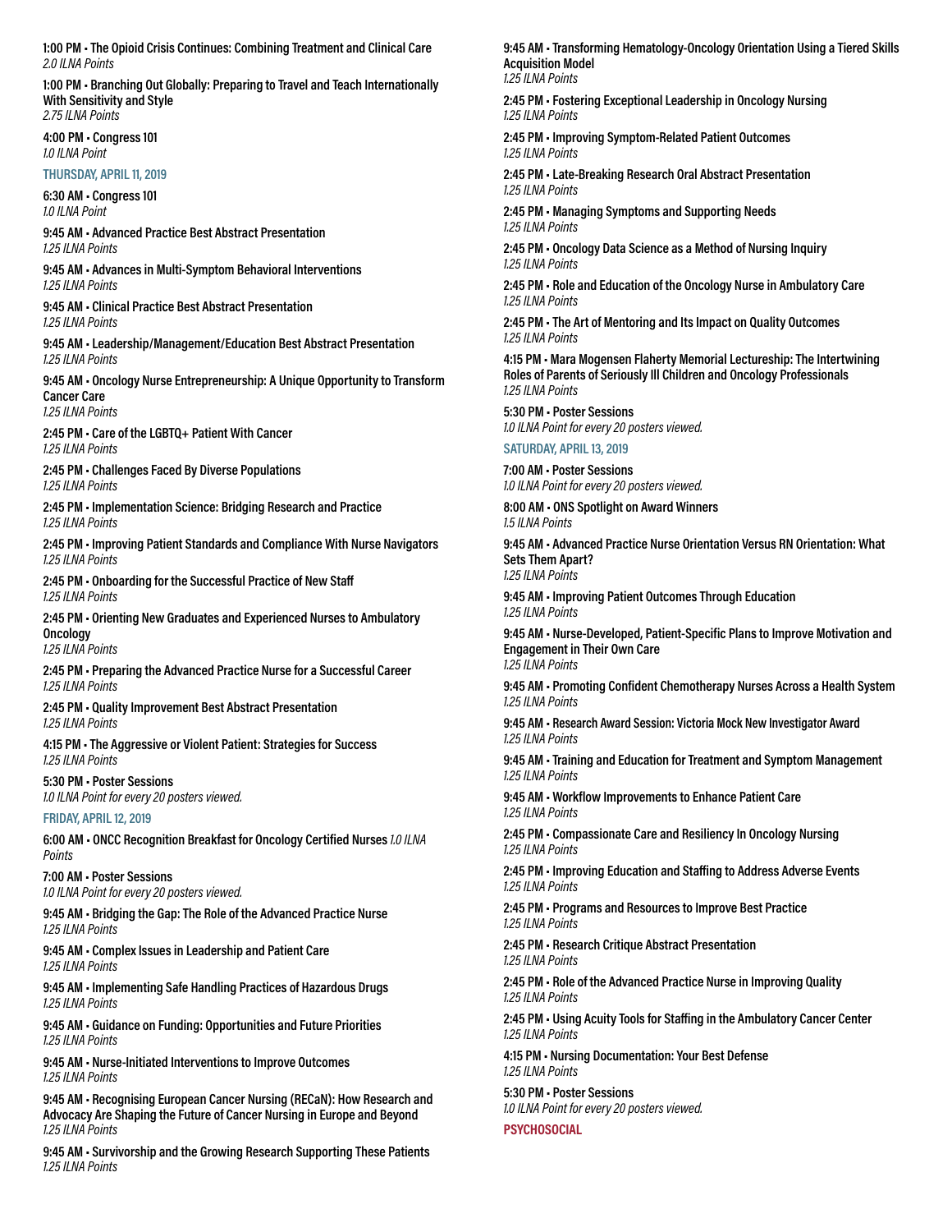**1:00 PM • The Opioid Crisis Continues: Combining Treatment and Clinical Care**
*2.0 ILNA Points*

**1:00 PM • Branching Out Globally: Preparing to Travel and Teach Internationally With Sensitivity and Style**
*2.75 ILNA Points*

**4:00 PM • Congress 101**
*1.0 ILNA Point*

### THURSDAY, APRIL 11, 2019

**6:30 AM • Congress 101**
*1.0 ILNA Point*

**9:45 AM • Advanced Practice Best Abstract Presentation**
*1.25 ILNA Points*

**9:45 AM • Advances in Multi-Symptom Behavioral Interventions**
*1.25 ILNA Points*

**9:45 AM • Clinical Practice Best Abstract Presentation**
*1.25 ILNA Points*

**9:45 AM • Leadership/Management/Education Best Abstract Presentation**
*1.25 ILNA Points*

**9:45 AM • Oncology Nurse Entrepreneurship: A Unique Opportunity to Transform Cancer Care**
*1.25 ILNA Points*

**2:45 PM • Care of the LGBTQ+ Patient With Cancer**
*1.25 ILNA Points*

**2:45 PM • Challenges Faced By Diverse Populations**
*1.25 ILNA Points*

**2:45 PM • Implementation Science: Bridging Research and Practice**
*1.25 ILNA Points*

**2:45 PM • Improving Patient Standards and Compliance With Nurse Navigators**
*1.25 ILNA Points*

**2:45 PM • Onboarding for the Successful Practice of New Staff**
*1.25 ILNA Points*

**2:45 PM • Orienting New Graduates and Experienced Nurses to Ambulatory Oncology**
*1.25 ILNA Points*

**2:45 PM • Preparing the Advanced Practice Nurse for a Successful Career**
*1.25 ILNA Points*

**2:45 PM • Quality Improvement Best Abstract Presentation**
*1.25 ILNA Points*

**4:15 PM • The Aggressive or Violent Patient: Strategies for Success**
*1.25 ILNA Points*

**5:30 PM • Poster Sessions**
*1.0 ILNA Point for every 20 posters viewed.*

### FRIDAY, APRIL 12, 2019

**6:00 AM • ONCC Recognition Breakfast for Oncology Certified Nurses** *1.0 ILNA Points*

**7:00 AM • Poster Sessions**
*1.0 ILNA Point for every 20 posters viewed.*

**9:45 AM • Bridging the Gap: The Role of the Advanced Practice Nurse**
*1.25 ILNA Points*

**9:45 AM • Complex Issues in Leadership and Patient Care**
*1.25 ILNA Points*

**9:45 AM • Implementing Safe Handling Practices of Hazardous Drugs**
*1.25 ILNA Points*

**9:45 AM • Guidance on Funding: Opportunities and Future Priorities**
*1.25 ILNA Points*

**9:45 AM • Nurse-Initiated Interventions to Improve Outcomes**
*1.25 ILNA Points*

**9:45 AM • Recognising European Cancer Nursing (RECaN): How Research and Advocacy Are Shaping the Future of Cancer Nursing in Europe and Beyond**
*1.25 ILNA Points*

**9:45 AM • Survivorship and the Growing Research Supporting These Patients**
*1.25 ILNA Points*

**9:45 AM • Transforming Hematology-Oncology Orientation Using a Tiered Skills Acquisition Model**
*1.25 ILNA Points*

**2:45 PM • Fostering Exceptional Leadership in Oncology Nursing**
*1.25 ILNA Points*

**2:45 PM • Improving Symptom-Related Patient Outcomes**
*1.25 ILNA Points*

**2:45 PM • Late-Breaking Research Oral Abstract Presentation**
*1.25 ILNA Points*

**2:45 PM • Managing Symptoms and Supporting Needs**
*1.25 ILNA Points*

**2:45 PM • Oncology Data Science as a Method of Nursing Inquiry**
*1.25 ILNA Points*

**2:45 PM • Role and Education of the Oncology Nurse in Ambulatory Care**
*1.25 ILNA Points*

**2:45 PM • The Art of Mentoring and Its Impact on Quality Outcomes**
*1.25 ILNA Points*

**4:15 PM • Mara Mogensen Flaherty Memorial Lectureship: The Intertwining Roles of Parents of Seriously Ill Children and Oncology Professionals**
*1.25 ILNA Points*

**5:30 PM • Poster Sessions**
*1.0 ILNA Point for every 20 posters viewed.*

### SATURDAY, APRIL 13, 2019

**7:00 AM • Poster Sessions**
*1.0 ILNA Point for every 20 posters viewed.*

**8:00 AM • ONS Spotlight on Award Winners**
*1.5 ILNA Points*

**9:45 AM • Advanced Practice Nurse Orientation Versus RN Orientation: What Sets Them Apart?**
*1.25 ILNA Points*

**9:45 AM • Improving Patient Outcomes Through Education**
*1.25 ILNA Points*

**9:45 AM • Nurse-Developed, Patient-Specific Plans to Improve Motivation and Engagement in Their Own Care**
*1.25 ILNA Points*

**9:45 AM • Promoting Confident Chemotherapy Nurses Across a Health System**
*1.25 ILNA Points*

**9:45 AM • Research Award Session: Victoria Mock New Investigator Award**
*1.25 ILNA Points*

**9:45 AM • Training and Education for Treatment and Symptom Management**
*1.25 ILNA Points*

**9:45 AM • Workflow Improvements to Enhance Patient Care**
*1.25 ILNA Points*

**2:45 PM • Compassionate Care and Resiliency In Oncology Nursing**
*1.25 ILNA Points*

**2:45 PM • Improving Education and Staffing to Address Adverse Events**
*1.25 ILNA Points*

**2:45 PM • Programs and Resources to Improve Best Practice**
*1.25 ILNA Points*

**2:45 PM • Research Critique Abstract Presentation**
*1.25 ILNA Points*

**2:45 PM • Role of the Advanced Practice Nurse in Improving Quality**
*1.25 ILNA Points*

**2:45 PM • Using Acuity Tools for Staffing in the Ambulatory Cancer Center**
*1.25 ILNA Points*

**4:15 PM • Nursing Documentation: Your Best Defense**
*1.25 ILNA Points*

**5:30 PM • Poster Sessions**
*1.0 ILNA Point for every 20 posters viewed.*

## PSYCHOSOCIAL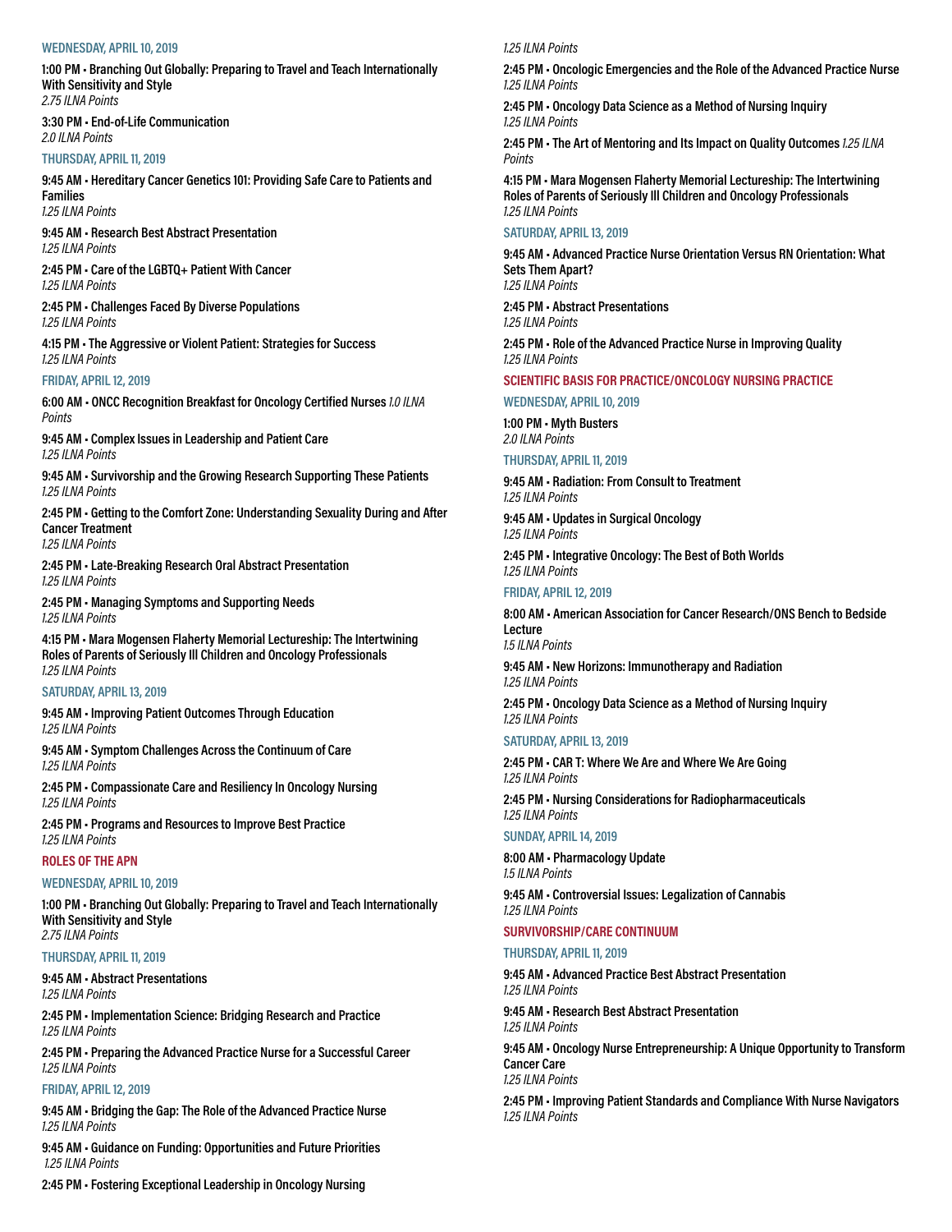#### WEDNESDAY, APRIL 10, 2019

**1:00 PM • Branching Out Globally: Preparing to Travel and Teach Internationally With Sensitivity and Style**
*2.75 ILNA Points*

**3:30 PM • End-of-Life Communication**
*2.0 ILNA Points*

#### THURSDAY, APRIL 11, 2019

**9:45 AM • Hereditary Cancer Genetics 101: Providing Safe Care to Patients and Families**
*1.25 ILNA Points*

**9:45 AM • Research Best Abstract Presentation**
*1.25 ILNA Points*

**2:45 PM • Care of the LGBTQ+ Patient With Cancer**
*1.25 ILNA Points*

**2:45 PM • Challenges Faced By Diverse Populations**
*1.25 ILNA Points*

**4:15 PM • The Aggressive or Violent Patient: Strategies for Success**
*1.25 ILNA Points*

#### FRIDAY, APRIL 12, 2019

**6:00 AM • ONCC Recognition Breakfast for Oncology Certified Nurses** *1.0 ILNA Points*

**9:45 AM • Complex Issues in Leadership and Patient Care**
*1.25 ILNA Points*

**9:45 AM • Survivorship and the Growing Research Supporting These Patients**
*1.25 ILNA Points*

**2:45 PM • Getting to the Comfort Zone: Understanding Sexuality During and After Cancer Treatment**
*1.25 ILNA Points*

**2:45 PM • Late-Breaking Research Oral Abstract Presentation**
*1.25 ILNA Points*

**2:45 PM • Managing Symptoms and Supporting Needs**
*1.25 ILNA Points*

**4:15 PM • Mara Mogensen Flaherty Memorial Lectureship: The Intertwining Roles of Parents of Seriously Ill Children and Oncology Professionals**
*1.25 ILNA Points*

#### SATURDAY, APRIL 13, 2019

**9:45 AM • Improving Patient Outcomes Through Education**
*1.25 ILNA Points*

**9:45 AM • Symptom Challenges Across the Continuum of Care**
*1.25 ILNA Points*

**2:45 PM • Compassionate Care and Resiliency In Oncology Nursing**
*1.25 ILNA Points*

**2:45 PM • Programs and Resources to Improve Best Practice**
*1.25 ILNA Points*

### ROLES OF THE APN

#### WEDNESDAY, APRIL 10, 2019

**1:00 PM • Branching Out Globally: Preparing to Travel and Teach Internationally With Sensitivity and Style**
*2.75 ILNA Points*

#### THURSDAY, APRIL 11, 2019

**9:45 AM • Abstract Presentations**
*1.25 ILNA Points*

**2:45 PM • Implementation Science: Bridging Research and Practice**
*1.25 ILNA Points*

**2:45 PM • Preparing the Advanced Practice Nurse for a Successful Career**
*1.25 ILNA Points*

#### FRIDAY, APRIL 12, 2019

**9:45 AM • Bridging the Gap: The Role of the Advanced Practice Nurse**
*1.25 ILNA Points*

**9:45 AM • Guidance on Funding: Opportunities and Future Priorities**
*1.25 ILNA Points*

**2:45 PM • Fostering Exceptional Leadership in Oncology Nursing**
*1.25 ILNA Points*

**2:45 PM • Oncologic Emergencies and the Role of the Advanced Practice Nurse**
*1.25 ILNA Points*

**2:45 PM • Oncology Data Science as a Method of Nursing Inquiry**
*1.25 ILNA Points*

**2:45 PM • The Art of Mentoring and Its Impact on Quality Outcomes** *1.25 ILNA Points*

**4:15 PM • Mara Mogensen Flaherty Memorial Lectureship: The Intertwining Roles of Parents of Seriously Ill Children and Oncology Professionals**
*1.25 ILNA Points*

#### SATURDAY, APRIL 13, 2019

**9:45 AM • Advanced Practice Nurse Orientation Versus RN Orientation: What Sets Them Apart?**
*1.25 ILNA Points*

**2:45 PM • Abstract Presentations**
*1.25 ILNA Points*

**2:45 PM • Role of the Advanced Practice Nurse in Improving Quality**
*1.25 ILNA Points*

### SCIENTIFIC BASIS FOR PRACTICE/ONCOLOGY NURSING PRACTICE

#### WEDNESDAY, APRIL 10, 2019

**1:00 PM • Myth Busters**
*2.0 ILNA Points*

#### THURSDAY, APRIL 11, 2019

**9:45 AM • Radiation: From Consult to Treatment**
*1.25 ILNA Points*

**9:45 AM • Updates in Surgical Oncology**
*1.25 ILNA Points*

**2:45 PM • Integrative Oncology: The Best of Both Worlds**
*1.25 ILNA Points*

#### FRIDAY, APRIL 12, 2019

**8:00 AM • American Association for Cancer Research/ONS Bench to Bedside Lecture**
*1.5 ILNA Points*

**9:45 AM • New Horizons: Immunotherapy and Radiation**
*1.25 ILNA Points*

**2:45 PM • Oncology Data Science as a Method of Nursing Inquiry**
*1.25 ILNA Points*

#### SATURDAY, APRIL 13, 2019

**2:45 PM • CAR T: Where We Are and Where We Are Going**
*1.25 ILNA Points*

**2:45 PM • Nursing Considerations for Radiopharmaceuticals**
*1.25 ILNA Points*

#### SUNDAY, APRIL 14, 2019

**8:00 AM • Pharmacology Update**
*1.5 ILNA Points*

**9:45 AM • Controversial Issues: Legalization of Cannabis**
*1.25 ILNA Points*

### SURVIVORSHIP/CARE CONTINUUM

#### THURSDAY, APRIL 11, 2019

**9:45 AM • Advanced Practice Best Abstract Presentation**
*1.25 ILNA Points*

**9:45 AM • Research Best Abstract Presentation**
*1.25 ILNA Points*

**9:45 AM • Oncology Nurse Entrepreneurship: A Unique Opportunity to Transform Cancer Care**
*1.25 ILNA Points*

**2:45 PM • Improving Patient Standards and Compliance With Nurse Navigators**
*1.25 ILNA Points*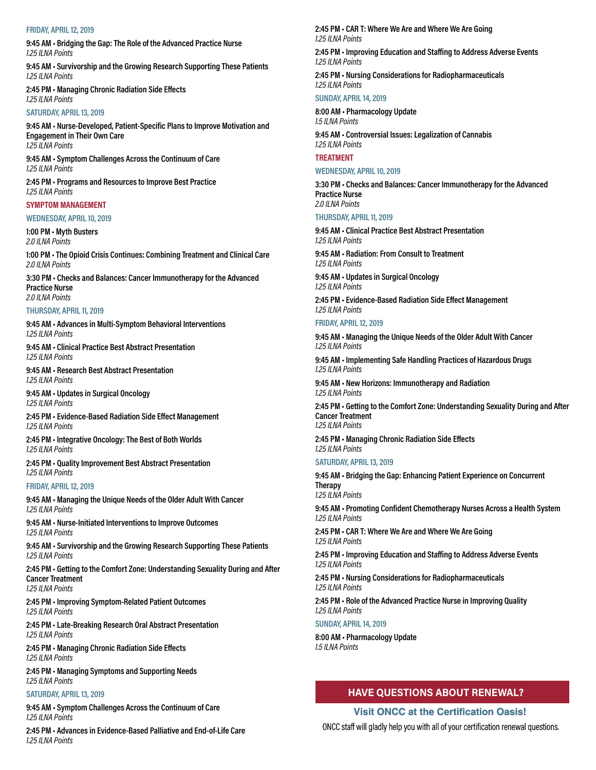#### FRIDAY, APRIL 12, 2019

**9:45 AM • Bridging the Gap: The Role of the Advanced Practice Nurse**
*1.25 ILNA Points*

**9:45 AM • Survivorship and the Growing Research Supporting These Patients**
*1.25 ILNA Points*

**2:45 PM • Managing Chronic Radiation Side Effects**
*1.25 ILNA Points*

#### SATURDAY, APRIL 13, 2019

**9:45 AM • Nurse-Developed, Patient-Specific Plans to Improve Motivation and Engagement in Their Own Care**
*1.25 ILNA Points*

**9:45 AM • Symptom Challenges Across the Continuum of Care**
*1.25 ILNA Points*

**2:45 PM • Programs and Resources to Improve Best Practice**
*1.25 ILNA Points*

### SYMPTOM MANAGEMENT

#### WEDNESDAY, APRIL 10, 2019

**1:00 PM • Myth Busters**
*2.0 ILNA Points*

**1:00 PM • The Opioid Crisis Continues: Combining Treatment and Clinical Care**
*2.0 ILNA Points*

**3:30 PM • Checks and Balances: Cancer Immunotherapy for the Advanced Practice Nurse**
*2.0 ILNA Points*

#### THURSDAY, APRIL 11, 2019

**9:45 AM • Advances in Multi-Symptom Behavioral Interventions**
*1.25 ILNA Points*

**9:45 AM • Clinical Practice Best Abstract Presentation**
*1.25 ILNA Points*

**9:45 AM • Research Best Abstract Presentation**
*1.25 ILNA Points*

**9:45 AM • Updates in Surgical Oncology**
*1.25 ILNA Points*

**2:45 PM • Evidence-Based Radiation Side Effect Management**
*1.25 ILNA Points*

**2:45 PM • Integrative Oncology: The Best of Both Worlds**
*1.25 ILNA Points*

**2:45 PM • Quality Improvement Best Abstract Presentation**
*1.25 ILNA Points*

#### FRIDAY, APRIL 12, 2019

**9:45 AM • Managing the Unique Needs of the Older Adult With Cancer**
*1.25 ILNA Points*

**9:45 AM • Nurse-Initiated Interventions to Improve Outcomes**
*1.25 ILNA Points*

**9:45 AM • Survivorship and the Growing Research Supporting These Patients**
*1.25 ILNA Points*

**2:45 PM • Getting to the Comfort Zone: Understanding Sexuality During and After Cancer Treatment**
*1.25 ILNA Points*

**2:45 PM • Improving Symptom-Related Patient Outcomes**
*1.25 ILNA Points*

**2:45 PM • Late-Breaking Research Oral Abstract Presentation**
*1.25 ILNA Points*

**2:45 PM • Managing Chronic Radiation Side Effects**
*1.25 ILNA Points*

**2:45 PM • Managing Symptoms and Supporting Needs**
*1.25 ILNA Points*

#### SATURDAY, APRIL 13, 2019

**9:45 AM • Symptom Challenges Across the Continuum of Care**
*1.25 ILNA Points*

**2:45 PM • Advances in Evidence-Based Palliative and End-of-Life Care**
*1.25 ILNA Points*

**2:45 PM • CAR T: Where We Are and Where We Are Going**
*1.25 ILNA Points*

**2:45 PM • Improving Education and Staffing to Address Adverse Events**
*1.25 ILNA Points*

**2:45 PM • Nursing Considerations for Radiopharmaceuticals**
*1.25 ILNA Points*

#### SUNDAY, APRIL 14, 2019

**8:00 AM • Pharmacology Update**
*1.5 ILNA Points*

**9:45 AM • Controversial Issues: Legalization of Cannabis**
*1.25 ILNA Points*

### TREATMENT

#### WEDNESDAY, APRIL 10, 2019

**3:30 PM • Checks and Balances: Cancer Immunotherapy for the Advanced Practice Nurse**
*2.0 ILNA Points*

#### THURSDAY, APRIL 11, 2019

**9:45 AM • Clinical Practice Best Abstract Presentation**
*1.25 ILNA Points*

**9:45 AM • Radiation: From Consult to Treatment**
*1.25 ILNA Points*

**9:45 AM • Updates in Surgical Oncology**
*1.25 ILNA Points*

**2:45 PM • Evidence-Based Radiation Side Effect Management**
*1.25 ILNA Points*

#### FRIDAY, APRIL 12, 2019

**9:45 AM • Managing the Unique Needs of the Older Adult With Cancer**
*1.25 ILNA Points*

**9:45 AM • Implementing Safe Handling Practices of Hazardous Drugs**
*1.25 ILNA Points*

**9:45 AM • New Horizons: Immunotherapy and Radiation**
*1.25 ILNA Points*

**2:45 PM • Getting to the Comfort Zone: Understanding Sexuality During and After Cancer Treatment**
*1.25 ILNA Points*

**2:45 PM • Managing Chronic Radiation Side Effects**
*1.25 ILNA Points*

#### SATURDAY, APRIL 13, 2019

**9:45 AM • Bridging the Gap: Enhancing Patient Experience on Concurrent Therapy**
*1.25 ILNA Points*

**9:45 AM • Promoting Confident Chemotherapy Nurses Across a Health System**
*1.25 ILNA Points*

**2:45 PM • CAR T: Where We Are and Where We Are Going**
*1.25 ILNA Points*

**2:45 PM • Improving Education and Staffing to Address Adverse Events**
*1.25 ILNA Points*

**2:45 PM • Nursing Considerations for Radiopharmaceuticals**
*1.25 ILNA Points*

**2:45 PM • Role of the Advanced Practice Nurse in Improving Quality**
*1.25 ILNA Points*

#### SUNDAY, APRIL 14, 2019

**8:00 AM • Pharmacology Update**
*1.5 ILNA Points*

## HAVE QUESTIONS ABOUT RENEWAL?

**Visit ONCC at the Certification Oasis!**

ONCC staff will gladly help you with all of your certification renewal questions.